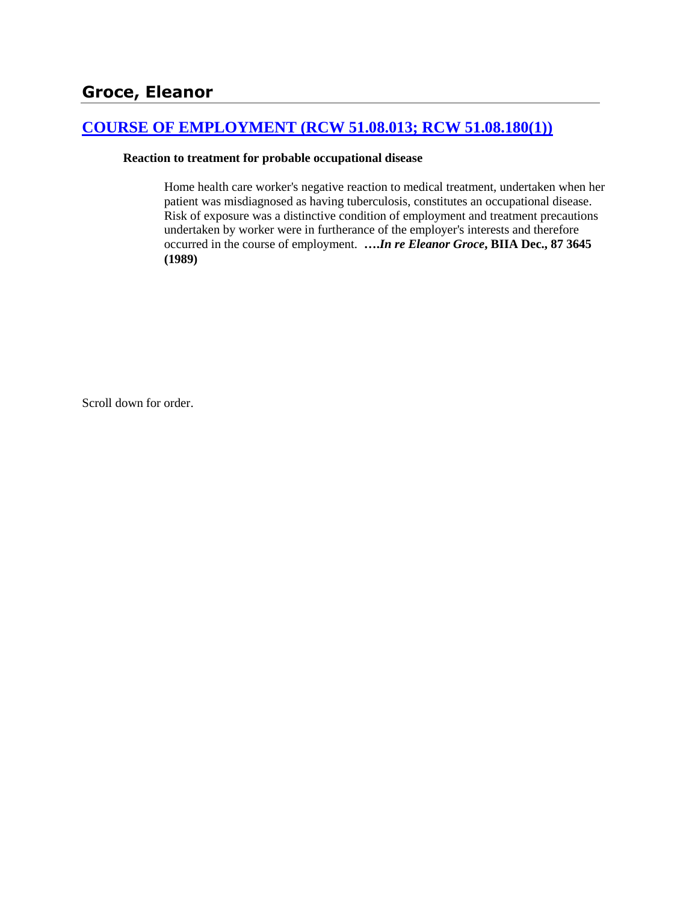## Groce, Eleanor

### [COURSE OF EMPLOYMENT (RCW 51.08.013; RCW 51.08.180(1))]

**Reaction to treatment for probable occupational disease**

Home health care worker's negative reaction to medical treatment, undertaken when her patient was misdiagnosed as having tuberculosis, constitutes an occupational disease. Risk of exposure was a distinctive condition of employment and treatment precautions undertaken by worker were in furtherance of the employer's interests and therefore occurred in the course of employment. **….*In re Eleanor Groce*, BIIA Dec., 87 3645 (1989)**

Scroll down for order.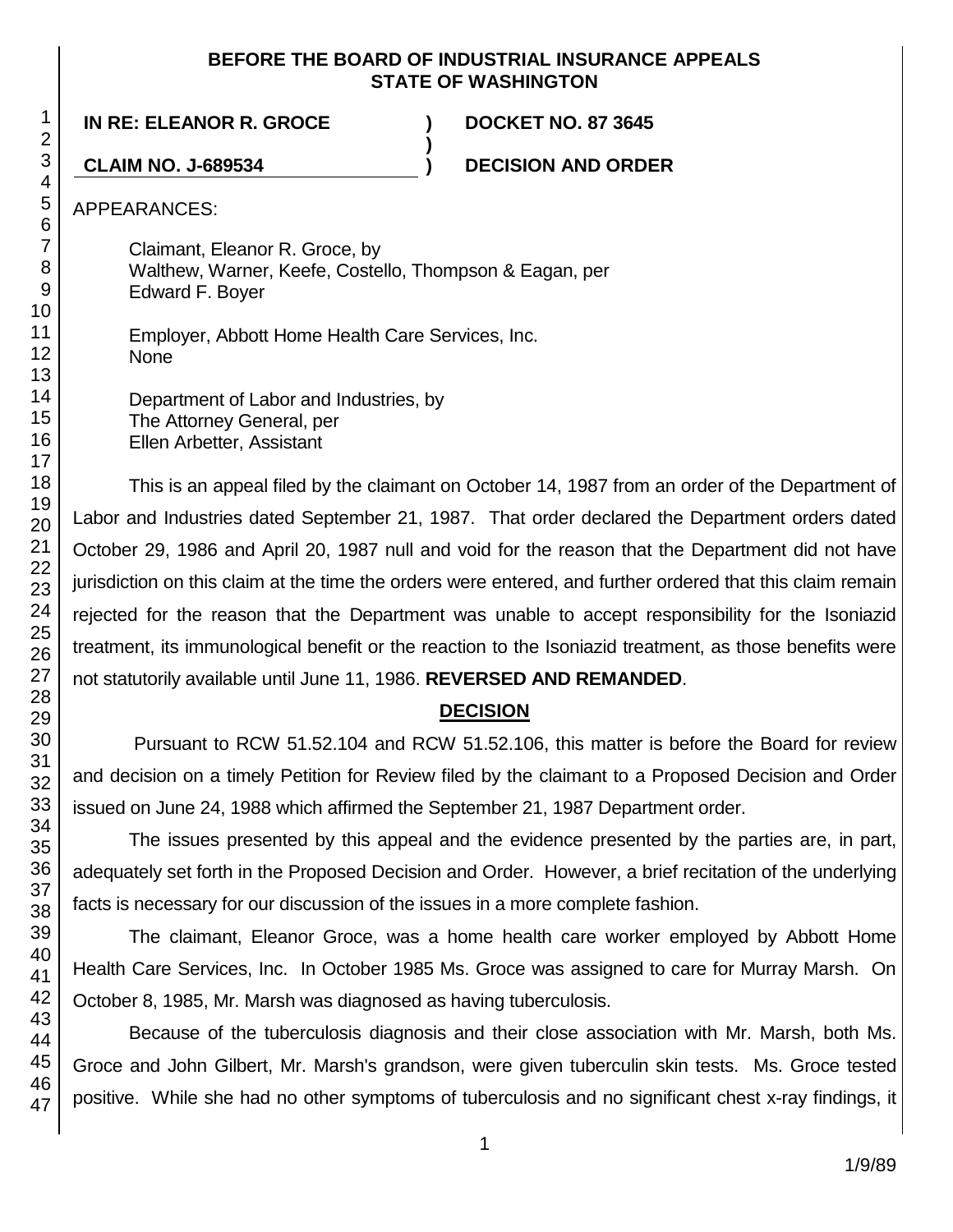**BEFORE THE BOARD OF INDUSTRIAL INSURANCE APPEALS**
**STATE OF WASHINGTON**

**IN RE: ELEANOR R. GROCE** ) **DOCKET NO. 87 3645**
)
**CLAIM NO. J-689534** ) **DECISION AND ORDER**

APPEARANCES:

Claimant, Eleanor R. Groce, by
Walthew, Warner, Keefe, Costello, Thompson & Eagan, per
Edward F. Boyer

Employer, Abbott Home Health Care Services, Inc.
None

Department of Labor and Industries, by
The Attorney General, per
Ellen Arbetter, Assistant

This is an appeal filed by the claimant on October 14, 1987 from an order of the Department of Labor and Industries dated September 21, 1987. That order declared the Department orders dated October 29, 1986 and April 20, 1987 null and void for the reason that the Department did not have jurisdiction on this claim at the time the orders were entered, and further ordered that this claim remain rejected for the reason that the Department was unable to accept responsibility for the Isoniazid treatment, its immunological benefit or the reaction to the Isoniazid treatment, as those benefits were not statutorily available until June 11, 1986. **REVERSED AND REMANDED**.

## DECISION

Pursuant to RCW 51.52.104 and RCW 51.52.106, this matter is before the Board for review and decision on a timely Petition for Review filed by the claimant to a Proposed Decision and Order issued on June 24, 1988 which affirmed the September 21, 1987 Department order.

The issues presented by this appeal and the evidence presented by the parties are, in part, adequately set forth in the Proposed Decision and Order. However, a brief recitation of the underlying facts is necessary for our discussion of the issues in a more complete fashion.

The claimant, Eleanor Groce, was a home health care worker employed by Abbott Home Health Care Services, Inc. In October 1985 Ms. Groce was assigned to care for Murray Marsh. On October 8, 1985, Mr. Marsh was diagnosed as having tuberculosis.

Because of the tuberculosis diagnosis and their close association with Mr. Marsh, both Ms. Groce and John Gilbert, Mr. Marsh's grandson, were given tuberculin skin tests. Ms. Groce tested positive. While she had no other symptoms of tuberculosis and no significant chest x-ray findings, it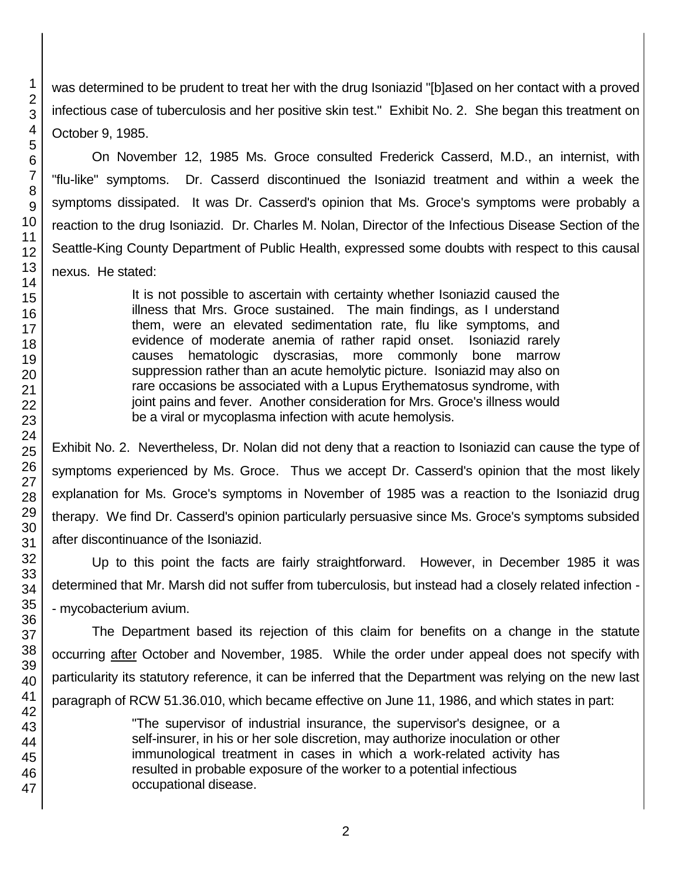was determined to be prudent to treat her with the drug Isoniazid "[b]ased on her contact with a proved infectious case of tuberculosis and her positive skin test." Exhibit No. 2. She began this treatment on October 9, 1985.

On November 12, 1985 Ms. Groce consulted Frederick Casserd, M.D., an internist, with "flu-like" symptoms. Dr. Casserd discontinued the Isoniazid treatment and within a week the symptoms dissipated. It was Dr. Casserd's opinion that Ms. Groce's symptoms were probably a reaction to the drug Isoniazid. Dr. Charles M. Nolan, Director of the Infectious Disease Section of the Seattle-King County Department of Public Health, expressed some doubts with respect to this causal nexus. He stated:

> It is not possible to ascertain with certainty whether Isoniazid caused the illness that Mrs. Groce sustained. The main findings, as I understand them, were an elevated sedimentation rate, flu like symptoms, and evidence of moderate anemia of rather rapid onset. Isoniazid rarely causes hematologic dyscrasias, more commonly bone marrow suppression rather than an acute hemolytic picture. Isoniazid may also on rare occasions be associated with a Lupus Erythematosus syndrome, with joint pains and fever. Another consideration for Mrs. Groce's illness would be a viral or mycoplasma infection with acute hemolysis.

Exhibit No. 2. Nevertheless, Dr. Nolan did not deny that a reaction to Isoniazid can cause the type of symptoms experienced by Ms. Groce. Thus we accept Dr. Casserd's opinion that the most likely explanation for Ms. Groce's symptoms in November of 1985 was a reaction to the Isoniazid drug therapy. We find Dr. Casserd's opinion particularly persuasive since Ms. Groce's symptoms subsided after discontinuance of the Isoniazid.

Up to this point the facts are fairly straightforward. However, in December 1985 it was determined that Mr. Marsh did not suffer from tuberculosis, but instead had a closely related infection -- mycobacterium avium.

The Department based its rejection of this claim for benefits on a change in the statute occurring after October and November, 1985. While the order under appeal does not specify with particularity its statutory reference, it can be inferred that the Department was relying on the new last paragraph of RCW 51.36.010, which became effective on June 11, 1986, and which states in part:

> "The supervisor of industrial insurance, the supervisor's designee, or a self-insurer, in his or her sole discretion, may authorize inoculation or other immunological treatment in cases in which a work-related activity has resulted in probable exposure of the worker to a potential infectious occupational disease.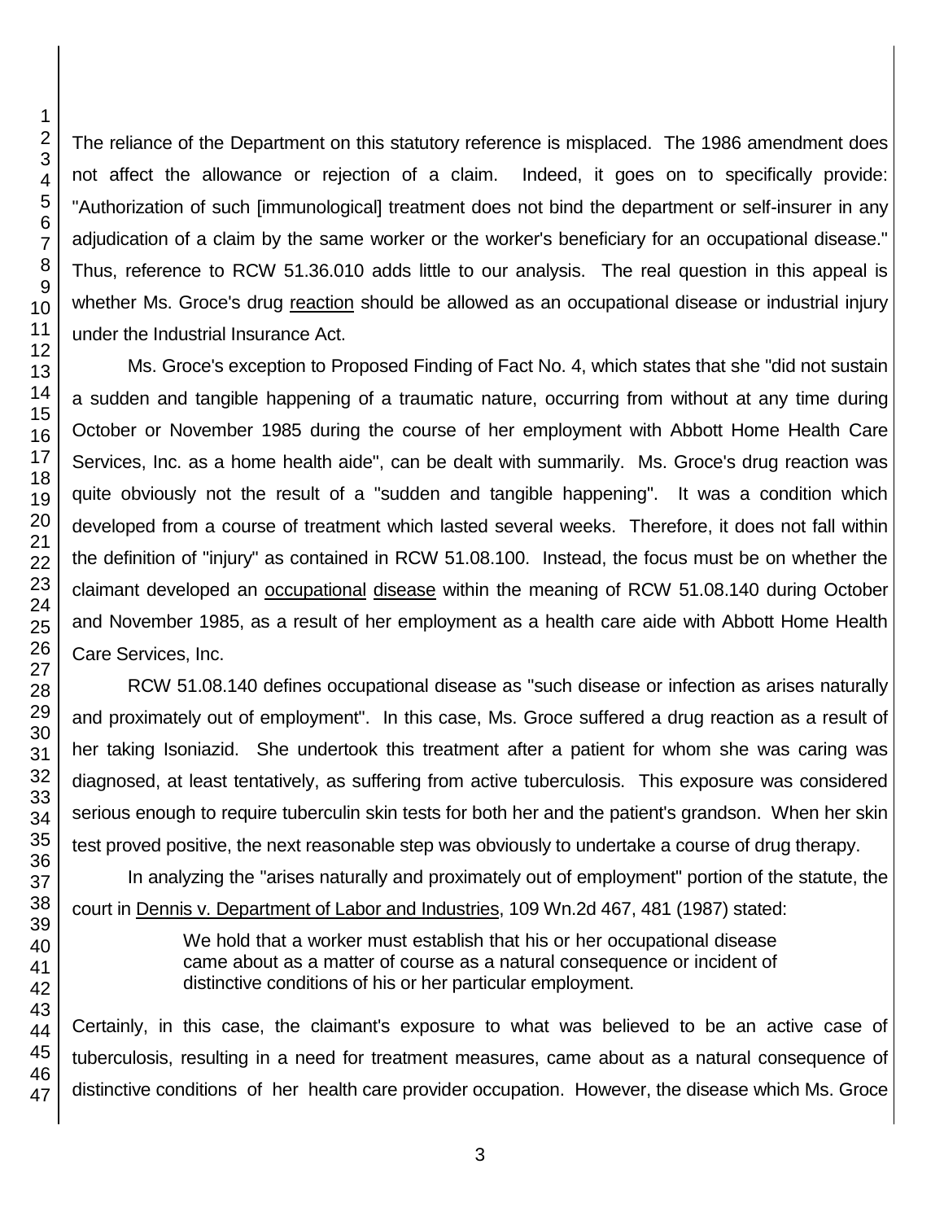The reliance of the Department on this statutory reference is misplaced. The 1986 amendment does not affect the allowance or rejection of a claim. Indeed, it goes on to specifically provide: "Authorization of such [immunological] treatment does not bind the department or self-insurer in any adjudication of a claim by the same worker or the worker's beneficiary for an occupational disease." Thus, reference to RCW 51.36.010 adds little to our analysis. The real question in this appeal is whether Ms. Groce's drug reaction should be allowed as an occupational disease or industrial injury under the Industrial Insurance Act.

Ms. Groce's exception to Proposed Finding of Fact No. 4, which states that she "did not sustain a sudden and tangible happening of a traumatic nature, occurring from without at any time during October or November 1985 during the course of her employment with Abbott Home Health Care Services, Inc. as a home health aide", can be dealt with summarily. Ms. Groce's drug reaction was quite obviously not the result of a "sudden and tangible happening". It was a condition which developed from a course of treatment which lasted several weeks. Therefore, it does not fall within the definition of "injury" as contained in RCW 51.08.100. Instead, the focus must be on whether the claimant developed an occupational disease within the meaning of RCW 51.08.140 during October and November 1985, as a result of her employment as a health care aide with Abbott Home Health Care Services, Inc.

RCW 51.08.140 defines occupational disease as "such disease or infection as arises naturally and proximately out of employment". In this case, Ms. Groce suffered a drug reaction as a result of her taking Isoniazid. She undertook this treatment after a patient for whom she was caring was diagnosed, at least tentatively, as suffering from active tuberculosis. This exposure was considered serious enough to require tuberculin skin tests for both her and the patient's grandson. When her skin test proved positive, the next reasonable step was obviously to undertake a course of drug therapy.

In analyzing the "arises naturally and proximately out of employment" portion of the statute, the court in Dennis v. Department of Labor and Industries, 109 Wn.2d 467, 481 (1987) stated:

> We hold that a worker must establish that his or her occupational disease came about as a matter of course as a natural consequence or incident of distinctive conditions of his or her particular employment.

Certainly, in this case, the claimant's exposure to what was believed to be an active case of tuberculosis, resulting in a need for treatment measures, came about as a natural consequence of distinctive conditions of her health care provider occupation. However, the disease which Ms. Groce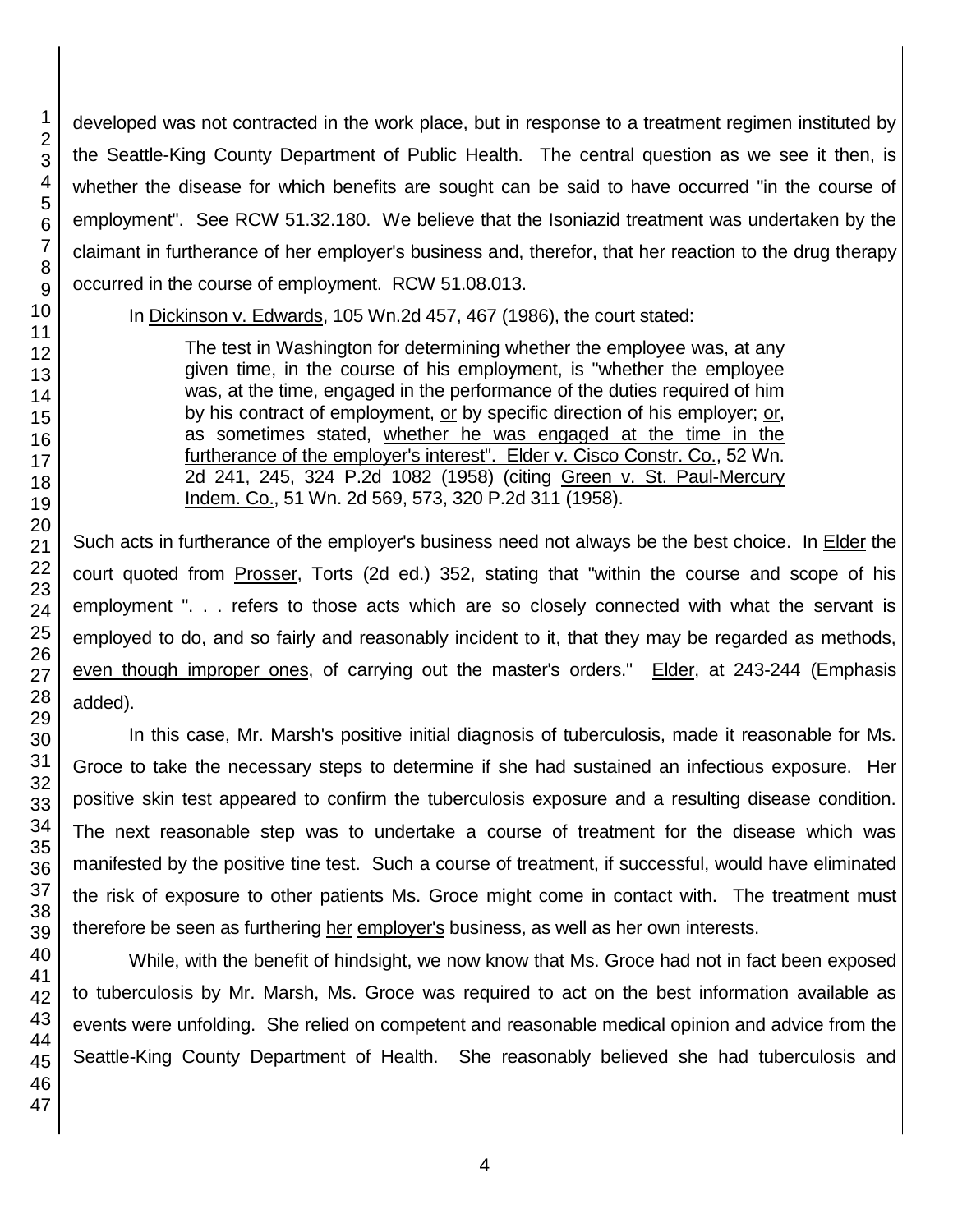developed was not contracted in the work place, but in response to a treatment regimen instituted by the Seattle-King County Department of Public Health. The central question as we see it then, is whether the disease for which benefits are sought can be said to have occurred "in the course of employment". See RCW 51.32.180. We believe that the Isoniazid treatment was undertaken by the claimant in furtherance of her employer's business and, therefor, that her reaction to the drug therapy occurred in the course of employment. RCW 51.08.013.

In Dickinson v. Edwards, 105 Wn.2d 457, 467 (1986), the court stated:

> The test in Washington for determining whether the employee was, at any given time, in the course of his employment, is "whether the employee was, at the time, engaged in the performance of the duties required of him by his contract of employment, or by specific direction of his employer; or, as sometimes stated, whether he was engaged at the time in the furtherance of the employer's interest". Elder v. Cisco Constr. Co., 52 Wn. 2d 241, 245, 324 P.2d 1082 (1958) (citing Green v. St. Paul-Mercury Indem. Co., 51 Wn. 2d 569, 573, 320 P.2d 311 (1958).

Such acts in furtherance of the employer's business need not always be the best choice. In Elder the court quoted from Prosser, Torts (2d ed.) 352, stating that "within the course and scope of his employment ". . . refers to those acts which are so closely connected with what the servant is employed to do, and so fairly and reasonably incident to it, that they may be regarded as methods, even though improper ones, of carrying out the master's orders." Elder, at 243-244 (Emphasis added).

In this case, Mr. Marsh's positive initial diagnosis of tuberculosis, made it reasonable for Ms. Groce to take the necessary steps to determine if she had sustained an infectious exposure. Her positive skin test appeared to confirm the tuberculosis exposure and a resulting disease condition. The next reasonable step was to undertake a course of treatment for the disease which was manifested by the positive tine test. Such a course of treatment, if successful, would have eliminated the risk of exposure to other patients Ms. Groce might come in contact with. The treatment must therefore be seen as furthering her employer's business, as well as her own interests.

While, with the benefit of hindsight, we now know that Ms. Groce had not in fact been exposed to tuberculosis by Mr. Marsh, Ms. Groce was required to act on the best information available as events were unfolding. She relied on competent and reasonable medical opinion and advice from the Seattle-King County Department of Health. She reasonably believed she had tuberculosis and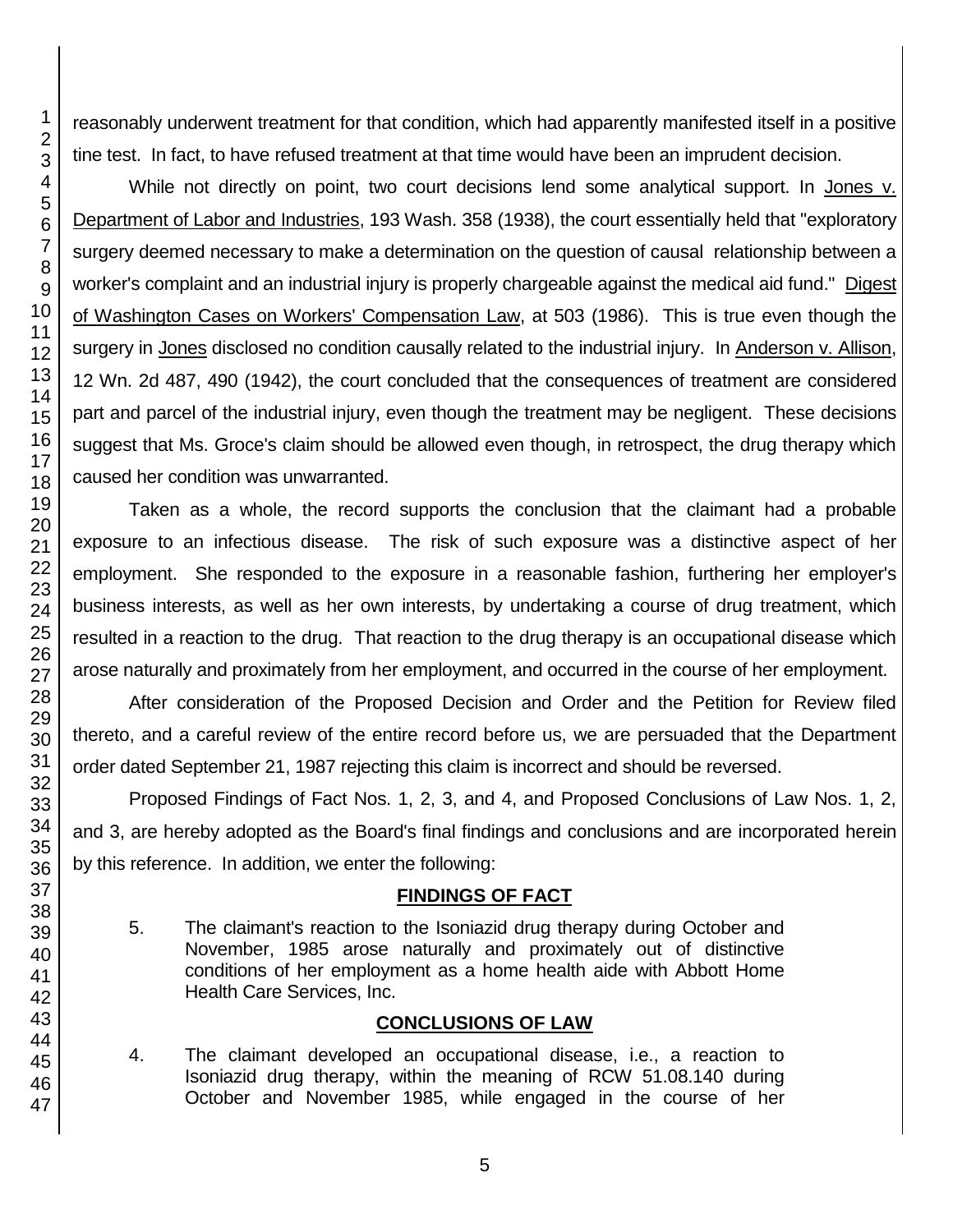reasonably underwent treatment for that condition, which had apparently manifested itself in a positive tine test. In fact, to have refused treatment at that time would have been an imprudent decision.

While not directly on point, two court decisions lend some analytical support. In Jones v. Department of Labor and Industries, 193 Wash. 358 (1938), the court essentially held that "exploratory surgery deemed necessary to make a determination on the question of causal relationship between a worker's complaint and an industrial injury is properly chargeable against the medical aid fund." Digest of Washington Cases on Workers' Compensation Law, at 503 (1986). This is true even though the surgery in Jones disclosed no condition causally related to the industrial injury. In Anderson v. Allison, 12 Wn. 2d 487, 490 (1942), the court concluded that the consequences of treatment are considered part and parcel of the industrial injury, even though the treatment may be negligent. These decisions suggest that Ms. Groce's claim should be allowed even though, in retrospect, the drug therapy which caused her condition was unwarranted.

Taken as a whole, the record supports the conclusion that the claimant had a probable exposure to an infectious disease. The risk of such exposure was a distinctive aspect of her employment. She responded to the exposure in a reasonable fashion, furthering her employer's business interests, as well as her own interests, by undertaking a course of drug treatment, which resulted in a reaction to the drug. That reaction to the drug therapy is an occupational disease which arose naturally and proximately from her employment, and occurred in the course of her employment.

After consideration of the Proposed Decision and Order and the Petition for Review filed thereto, and a careful review of the entire record before us, we are persuaded that the Department order dated September 21, 1987 rejecting this claim is incorrect and should be reversed.

Proposed Findings of Fact Nos. 1, 2, 3, and 4, and Proposed Conclusions of Law Nos. 1, 2, and 3, are hereby adopted as the Board's final findings and conclusions and are incorporated herein by this reference. In addition, we enter the following:

## FINDINGS OF FACT

5. The claimant's reaction to the Isoniazid drug therapy during October and November, 1985 arose naturally and proximately out of distinctive conditions of her employment as a home health aide with Abbott Home Health Care Services, Inc.

## CONCLUSIONS OF LAW

4. The claimant developed an occupational disease, i.e., a reaction to Isoniazid drug therapy, within the meaning of RCW 51.08.140 during October and November 1985, while engaged in the course of her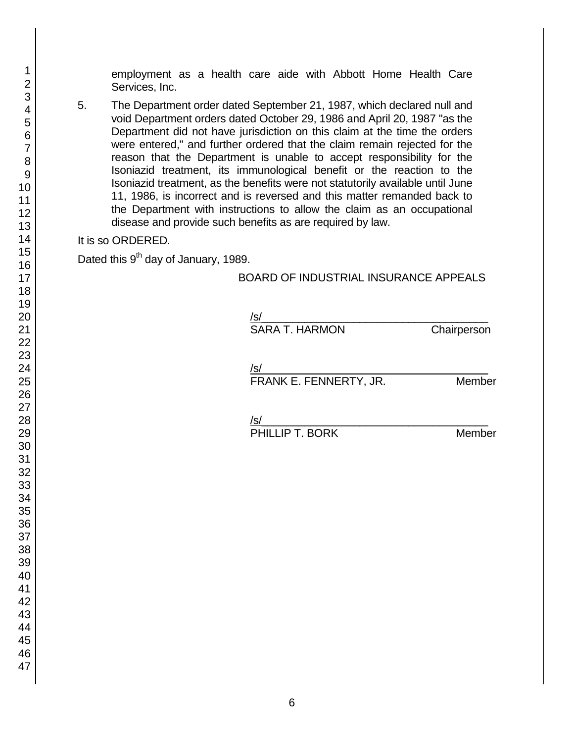employment as a health care aide with Abbott Home Health Care Services, Inc.

5. The Department order dated September 21, 1987, which declared null and void Department orders dated October 29, 1986 and April 20, 1987 "as the Department did not have jurisdiction on this claim at the time the orders were entered," and further ordered that the claim remain rejected for the reason that the Department is unable to accept responsibility for the Isoniazid treatment, its immunological benefit or the reaction to the Isoniazid treatment, as the benefits were not statutorily available until June 11, 1986, is incorrect and is reversed and this matter remanded back to the Department with instructions to allow the claim as an occupational disease and provide such benefits as are required by law.

It is so ORDERED.

Dated this 9th day of January, 1989.

BOARD OF INDUSTRIAL INSURANCE APPEALS

/s/
SARA T. HARMON Chairperson

/s/
FRANK E. FENNERTY, JR. Member

/s/
PHILLIP T. BORK Member